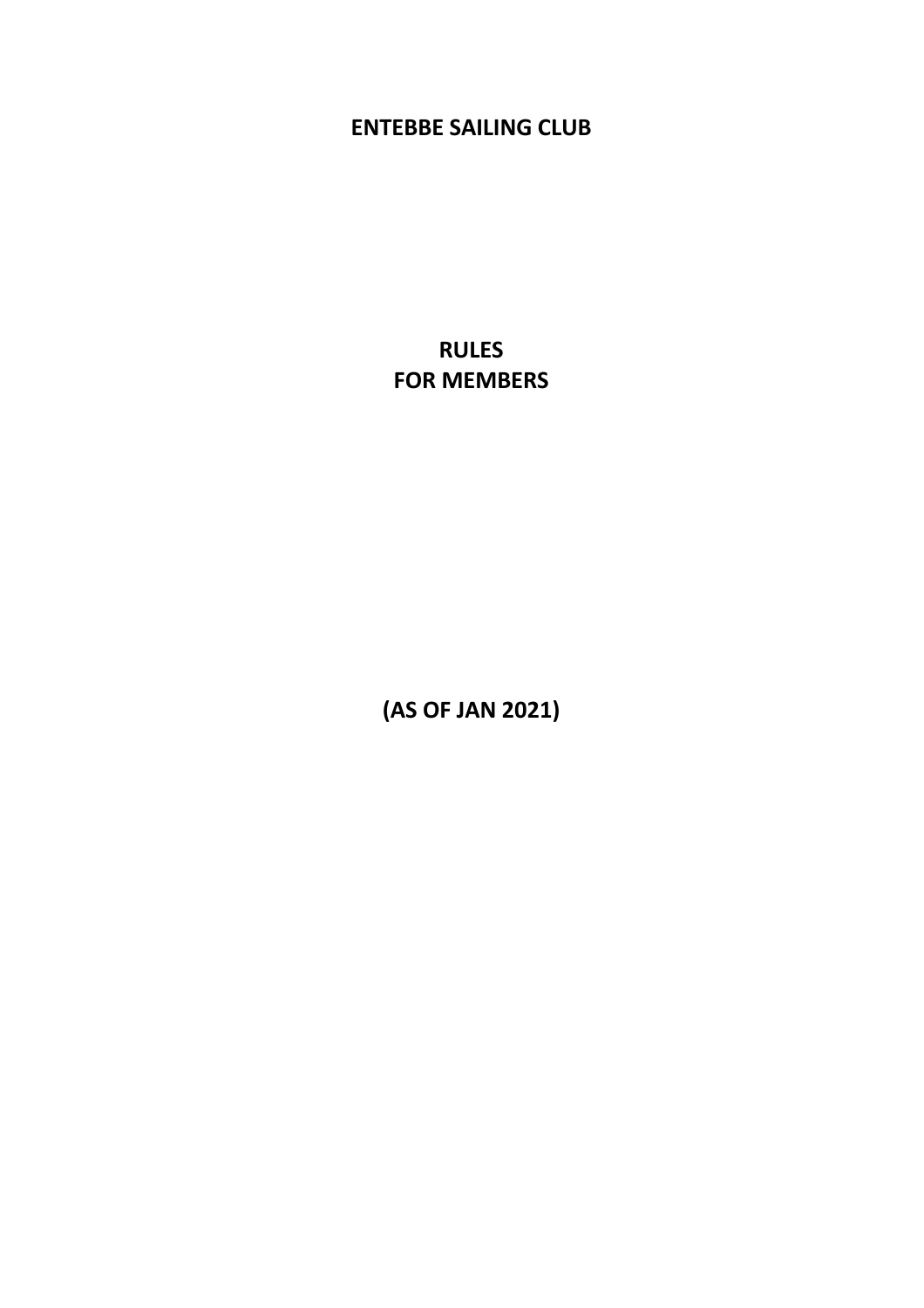# ENTEBBE SAILING CLUB

# RULES
# FOR MEMBERS

**(AS OF JAN 2021)**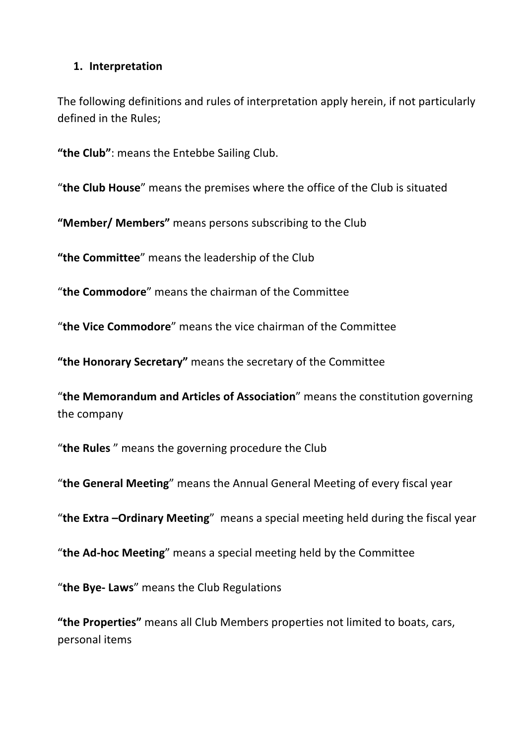1. **Interpretation**

The following definitions and rules of interpretation apply herein, if not particularly defined in the Rules;

**"the Club"**: means the Entebbe Sailing Club.

"**the Club House**" means the premises where the office of the Club is situated

**"Member/ Members"** means persons subscribing to the Club

**"the Committee**" means the leadership of the Club

"**the Commodore**" means the chairman of the Committee

"**the Vice Commodore**" means the vice chairman of the Committee

**"the Honorary Secretary"** means the secretary of the Committee

"**the Memorandum and Articles of Association**" means the constitution governing the company

"**the Rules** " means the governing procedure the Club

"**the General Meeting**" means the Annual General Meeting of every fiscal year

"**the Extra –Ordinary Meeting**" means a special meeting held during the fiscal year

"**the Ad-hoc Meeting**" means a special meeting held by the Committee

"**the Bye- Laws**" means the Club Regulations

**"the Properties"** means all Club Members properties not limited to boats, cars, personal items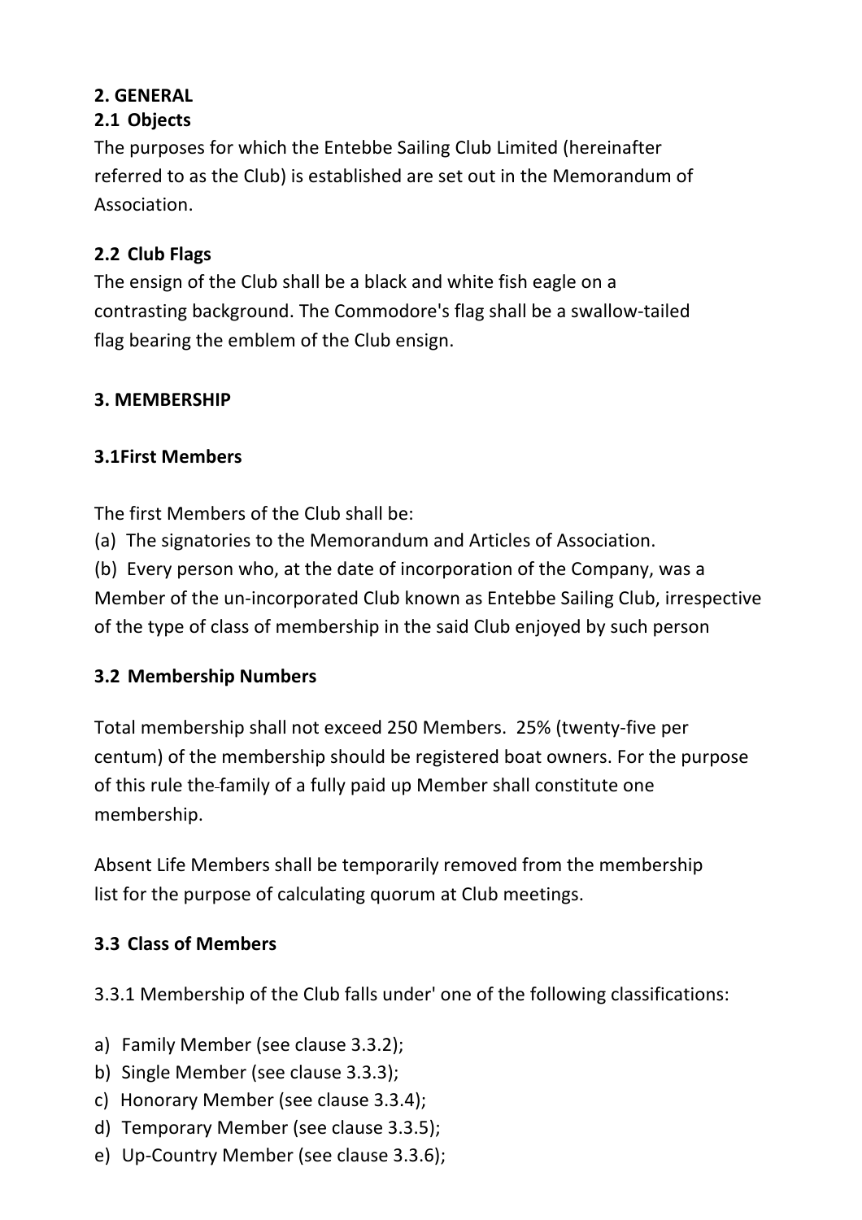## 2. GENERAL

### 2.1 Objects

The purposes for which the Entebbe Sailing Club Limited (hereinafter referred to as the Club) is established are set out in the Memorandum of Association.

### 2.2 Club Flags

The ensign of the Club shall be a black and white fish eagle on a contrasting background. The Commodore's flag shall be a swallow-tailed flag bearing the emblem of the Club ensign.

## 3. MEMBERSHIP

### 3.1First Members

The first Members of the Club shall be:

(a) The signatories to the Memorandum and Articles of Association.

(b) Every person who, at the date of incorporation of the Company, was a Member of the un-incorporated Club known as Entebbe Sailing Club, irrespective of the type of class of membership in the said Club enjoyed by such person

### 3.2 Membership Numbers

Total membership shall not exceed 250 Members. 25% (twenty-five per centum) of the membership should be registered boat owners. For the purpose of this rule the family of a fully paid up Member shall constitute one membership.

Absent Life Members shall be temporarily removed from the membership list for the purpose of calculating quorum at Club meetings.

### 3.3 Class of Members

3.3.1 Membership of the Club falls under' one of the following classifications:

a) Family Member (see clause 3.3.2);
b) Single Member (see clause 3.3.3);
c) Honorary Member (see clause 3.3.4);
d) Temporary Member (see clause 3.3.5);
e) Up-Country Member (see clause 3.3.6);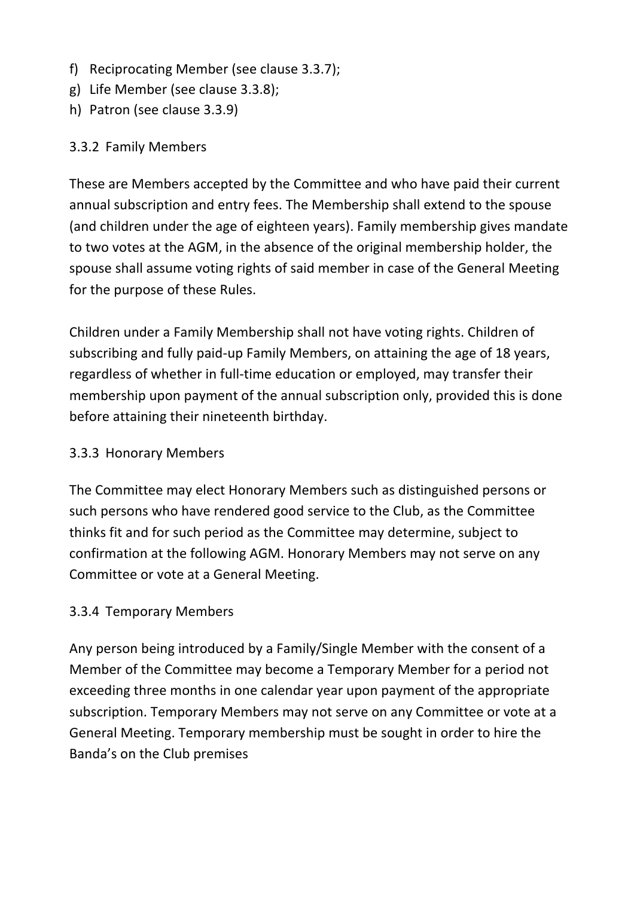f) Reciprocating Member (see clause 3.3.7);
g) Life Member (see clause 3.3.8);
h) Patron (see clause 3.3.9)

### 3.3.2 Family Members

These are Members accepted by the Committee and who have paid their current annual subscription and entry fees. The Membership shall extend to the spouse (and children under the age of eighteen years). Family membership gives mandate to two votes at the AGM, in the absence of the original membership holder, the spouse shall assume voting rights of said member in case of the General Meeting for the purpose of these Rules.

Children under a Family Membership shall not have voting rights. Children of subscribing and fully paid-up Family Members, on attaining the age of 18 years, regardless of whether in full-time education or employed, may transfer their membership upon payment of the annual subscription only, provided this is done before attaining their nineteenth birthday.

### 3.3.3 Honorary Members

The Committee may elect Honorary Members such as distinguished persons or such persons who have rendered good service to the Club, as the Committee thinks fit and for such period as the Committee may determine, subject to confirmation at the following AGM. Honorary Members may not serve on any Committee or vote at a General Meeting.

### 3.3.4 Temporary Members

Any person being introduced by a Family/Single Member with the consent of a Member of the Committee may become a Temporary Member for a period not exceeding three months in one calendar year upon payment of the appropriate subscription. Temporary Members may not serve on any Committee or vote at a General Meeting. Temporary membership must be sought in order to hire the Banda's on the Club premises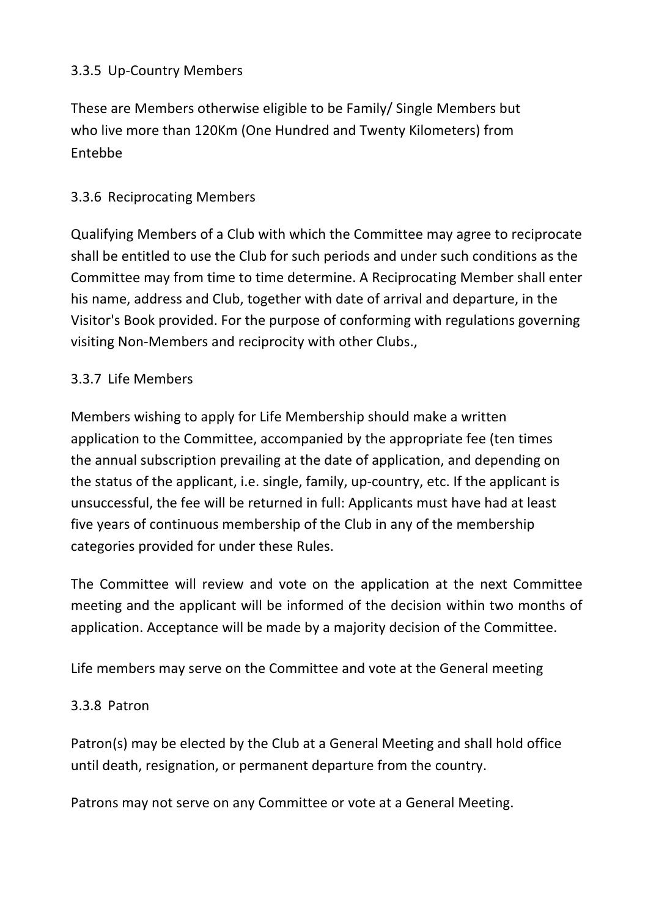### 3.3.5 Up-Country Members

These are Members otherwise eligible to be Family/ Single Members but who live more than 120Km (One Hundred and Twenty Kilometers) from Entebbe

### 3.3.6 Reciprocating Members

Qualifying Members of a Club with which the Committee may agree to reciprocate shall be entitled to use the Club for such periods and under such conditions as the Committee may from time to time determine. A Reciprocating Member shall enter his name, address and Club, together with date of arrival and departure, in the Visitor's Book provided. For the purpose of conforming with regulations governing visiting Non-Members and reciprocity with other Clubs.,

### 3.3.7 Life Members

Members wishing to apply for Life Membership should make a written application to the Committee, accompanied by the appropriate fee (ten times the annual subscription prevailing at the date of application, and depending on the status of the applicant, i.e. single, family, up-country, etc. If the applicant is unsuccessful, the fee will be returned in full: Applicants must have had at least five years of continuous membership of the Club in any of the membership categories provided for under these Rules.

The Committee will review and vote on the application at the next Committee meeting and the applicant will be informed of the decision within two months of application. Acceptance will be made by a majority decision of the Committee.

Life members may serve on the Committee and vote at the General meeting

### 3.3.8 Patron

Patron(s) may be elected by the Club at a General Meeting and shall hold office until death, resignation, or permanent departure from the country.

Patrons may not serve on any Committee or vote at a General Meeting.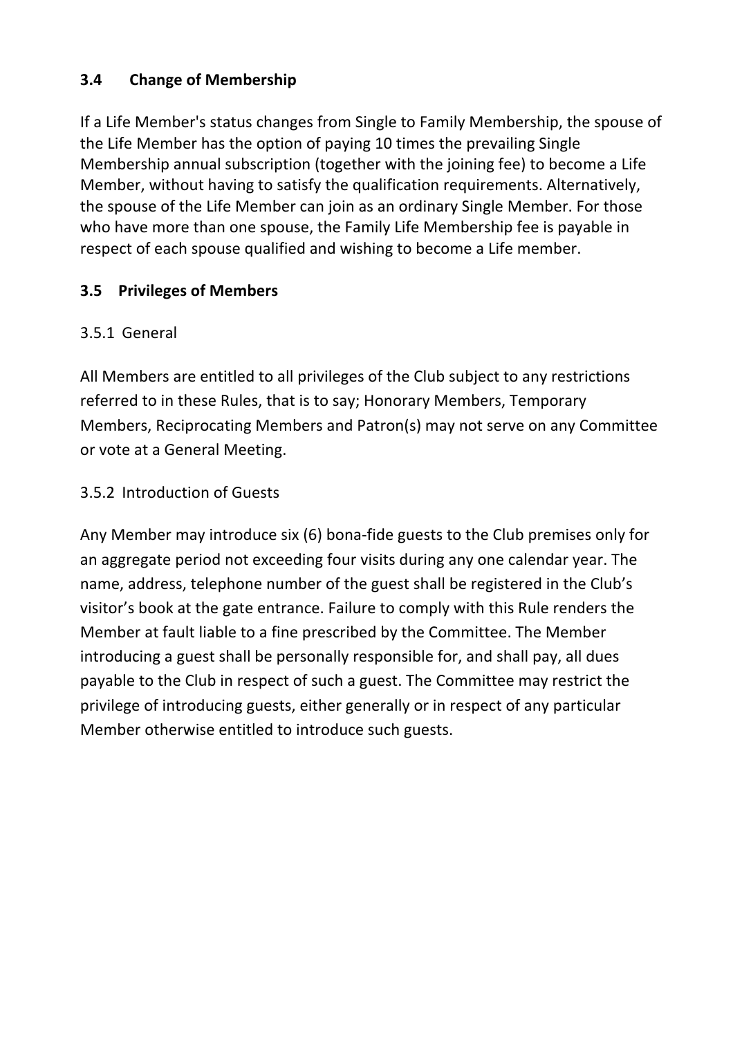### 3.4 Change of Membership

If a Life Member's status changes from Single to Family Membership, the spouse of the Life Member has the option of paying 10 times the prevailing Single Membership annual subscription (together with the joining fee) to become a Life Member, without having to satisfy the qualification requirements. Alternatively, the spouse of the Life Member can join as an ordinary Single Member. For those who have more than one spouse, the Family Life Membership fee is payable in respect of each spouse qualified and wishing to become a Life member.

### 3.5 Privileges of Members

3.5.1 General

All Members are entitled to all privileges of the Club subject to any restrictions referred to in these Rules, that is to say; Honorary Members, Temporary Members, Reciprocating Members and Patron(s) may not serve on any Committee or vote at a General Meeting.

3.5.2 Introduction of Guests

Any Member may introduce six (6) bona-fide guests to the Club premises only for an aggregate period not exceeding four visits during any one calendar year. The name, address, telephone number of the guest shall be registered in the Club's visitor's book at the gate entrance. Failure to comply with this Rule renders the Member at fault liable to a fine prescribed by the Committee. The Member introducing a guest shall be personally responsible for, and shall pay, all dues payable to the Club in respect of such a guest. The Committee may restrict the privilege of introducing guests, either generally or in respect of any particular Member otherwise entitled to introduce such guests.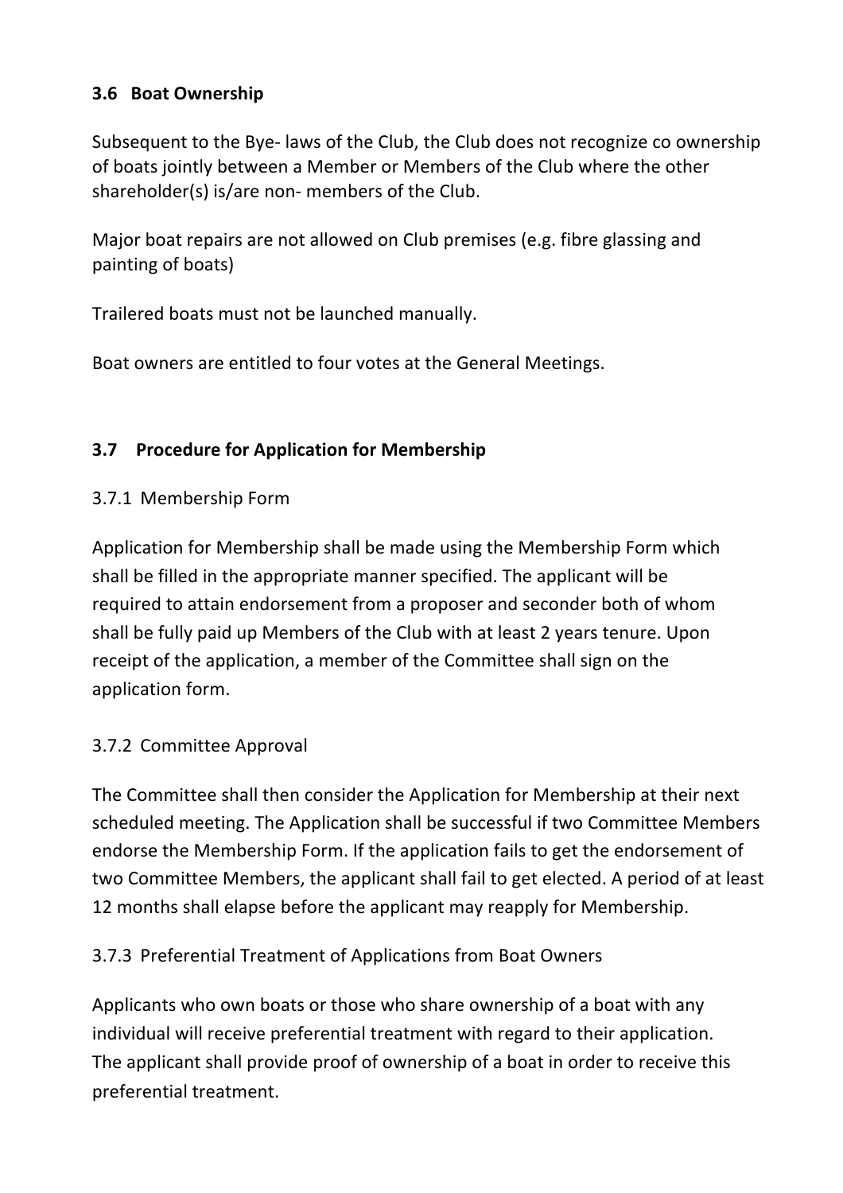### 3.6 Boat Ownership

Subsequent to the Bye- laws of the Club, the Club does not recognize co ownership of boats jointly between a Member or Members of the Club where the other shareholder(s) is/are non- members of the Club.

Major boat repairs are not allowed on Club premises (e.g. fibre glassing and painting of boats)

Trailered boats must not be launched manually.

Boat owners are entitled to four votes at the General Meetings.

### 3.7 Procedure for Application for Membership

#### 3.7.1 Membership Form

Application for Membership shall be made using the Membership Form which shall be filled in the appropriate manner specified. The applicant will be required to attain endorsement from a proposer and seconder both of whom shall be fully paid up Members of the Club with at least 2 years tenure. Upon receipt of the application, a member of the Committee shall sign on the application form.

#### 3.7.2 Committee Approval

The Committee shall then consider the Application for Membership at their next scheduled meeting. The Application shall be successful if two Committee Members endorse the Membership Form. If the application fails to get the endorsement of two Committee Members, the applicant shall fail to get elected. A period of at least 12 months shall elapse before the applicant may reapply for Membership.

#### 3.7.3 Preferential Treatment of Applications from Boat Owners

Applicants who own boats or those who share ownership of a boat with any individual will receive preferential treatment with regard to their application. The applicant shall provide proof of ownership of a boat in order to receive this preferential treatment.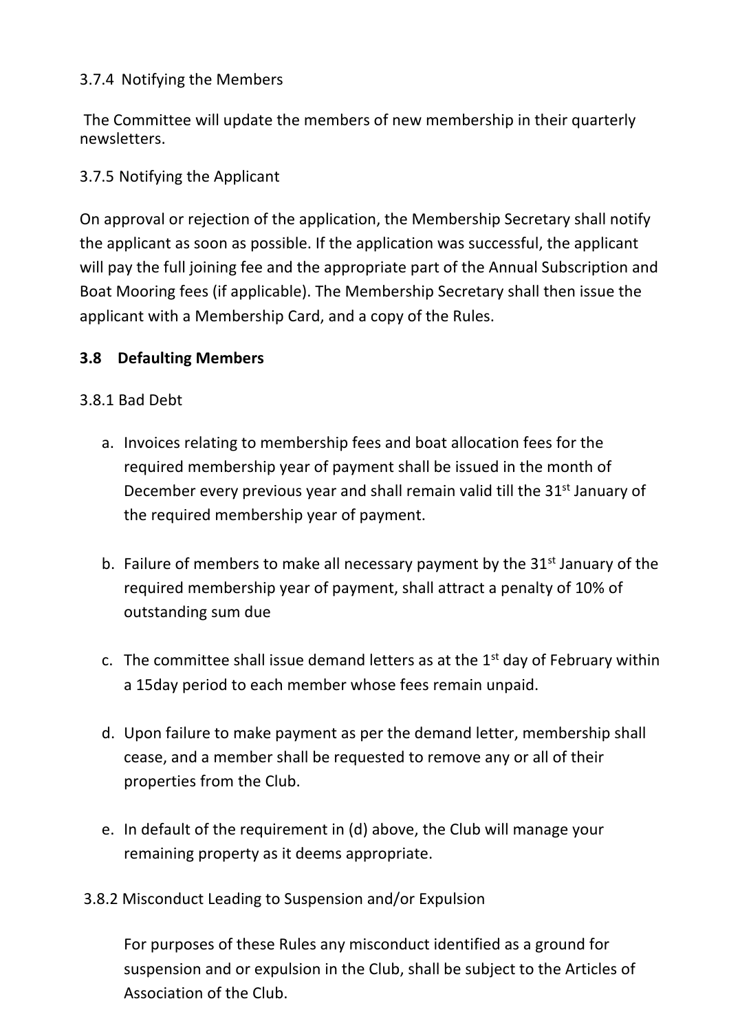3.7.4 Notifying the Members

The Committee will update the members of new membership in their quarterly newsletters.

3.7.5 Notifying the Applicant

On approval or rejection of the application, the Membership Secretary shall notify the applicant as soon as possible. If the application was successful, the applicant will pay the full joining fee and the appropriate part of the Annual Subscription and Boat Mooring fees (if applicable). The Membership Secretary shall then issue the applicant with a Membership Card, and a copy of the Rules.

**3.8 Defaulting Members**

3.8.1 Bad Debt

a. Invoices relating to membership fees and boat allocation fees for the required membership year of payment shall be issued in the month of December every previous year and shall remain valid till the 31st January of the required membership year of payment.

b. Failure of members to make all necessary payment by the 31st January of the required membership year of payment, shall attract a penalty of 10% of outstanding sum due

c. The committee shall issue demand letters as at the 1st day of February within a 15day period to each member whose fees remain unpaid.

d. Upon failure to make payment as per the demand letter, membership shall cease, and a member shall be requested to remove any or all of their properties from the Club.

e. In default of the requirement in (d) above, the Club will manage your remaining property as it deems appropriate.

3.8.2 Misconduct Leading to Suspension and/or Expulsion

For purposes of these Rules any misconduct identified as a ground for suspension and or expulsion in the Club, shall be subject to the Articles of Association of the Club.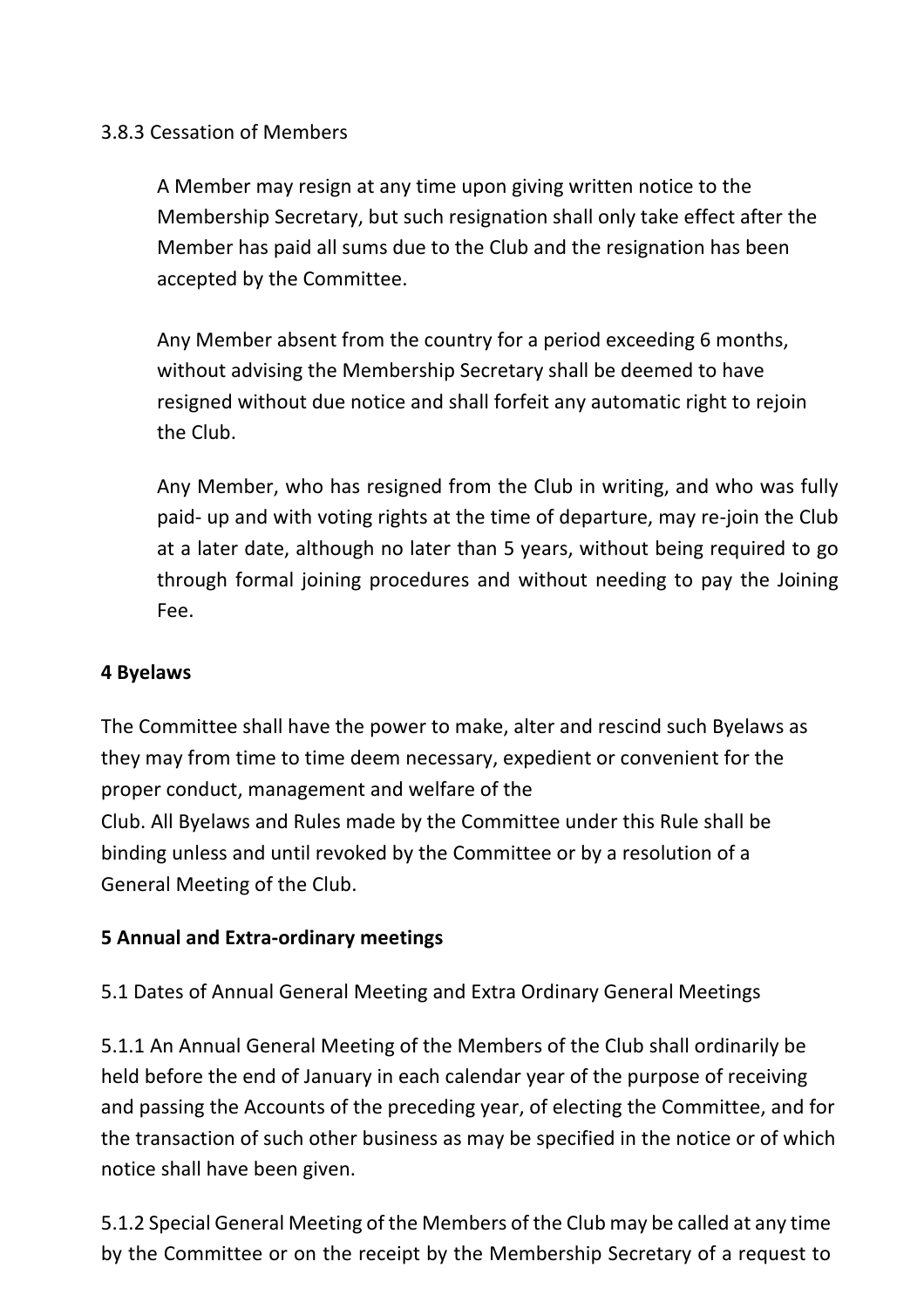3.8.3 Cessation of Members

A Member may resign at any time upon giving written notice to the Membership Secretary, but such resignation shall only take effect after the Member has paid all sums due to the Club and the resignation has been accepted by the Committee.

Any Member absent from the country for a period exceeding 6 months, without advising the Membership Secretary shall be deemed to have resigned without due notice and shall forfeit any automatic right to rejoin the Club.

Any Member, who has resigned from the Club in writing, and who was fully paid- up and with voting rights at the time of departure, may re-join the Club at a later date, although no later than 5 years, without being required to go through formal joining procedures and without needing to pay the Joining Fee.

**4 Byelaws**

The Committee shall have the power to make, alter and rescind such Byelaws as they may from time to time deem necessary, expedient or convenient for the proper conduct, management and welfare of the Club. All Byelaws and Rules made by the Committee under this Rule shall be binding unless and until revoked by the Committee or by a resolution of a General Meeting of the Club.

**5 Annual and Extra-ordinary meetings**

5.1 Dates of Annual General Meeting and Extra Ordinary General Meetings

5.1.1 An Annual General Meeting of the Members of the Club shall ordinarily be held before the end of January in each calendar year of the purpose of receiving and passing the Accounts of the preceding year, of electing the Committee, and for the transaction of such other business as may be specified in the notice or of which notice shall have been given.

5.1.2 Special General Meeting of the Members of the Club may be called at any time by the Committee or on the receipt by the Membership Secretary of a request to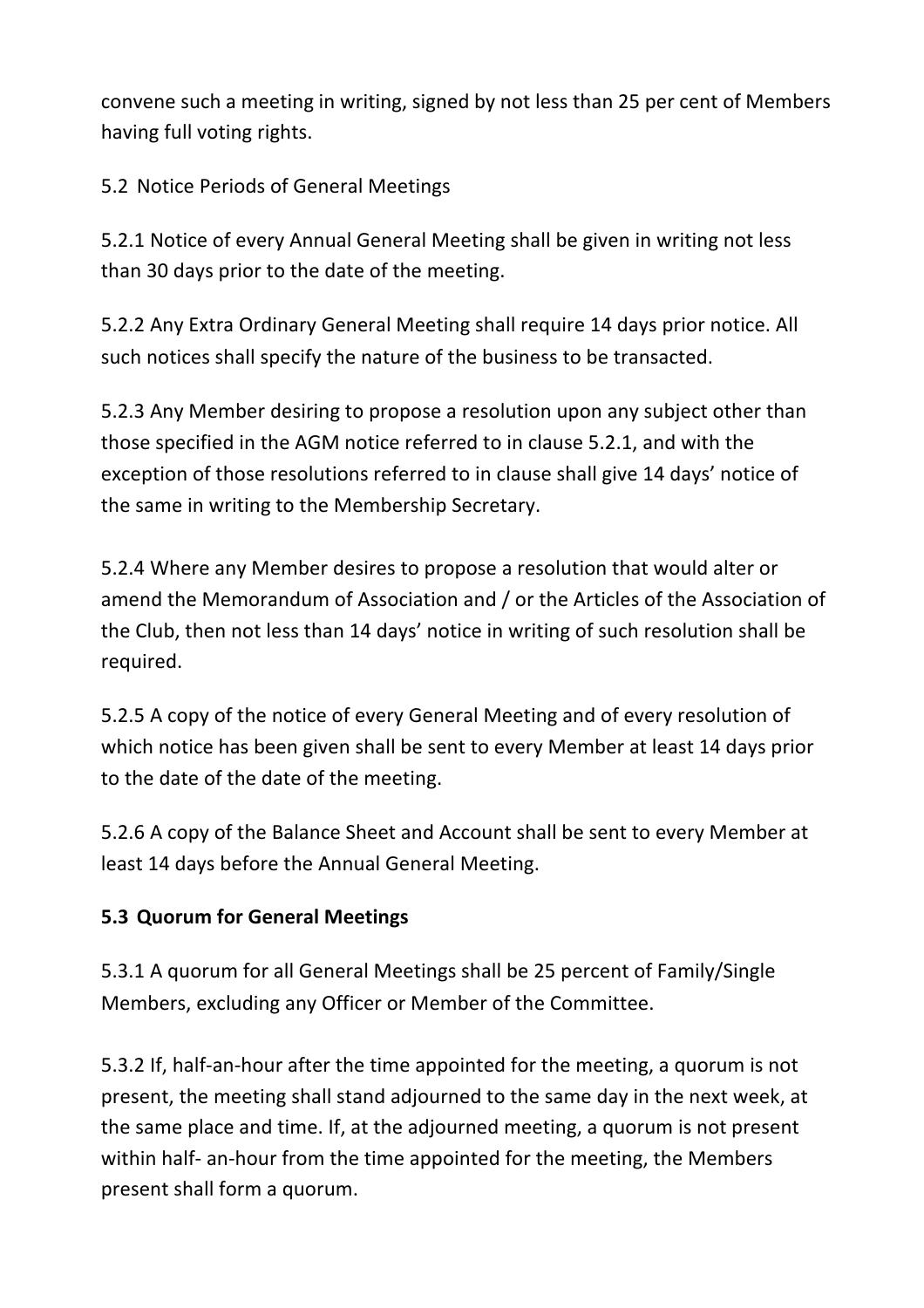convene such a meeting in writing, signed by not less than 25 per cent of Members having full voting rights.

5.2 Notice Periods of General Meetings

5.2.1 Notice of every Annual General Meeting shall be given in writing not less than 30 days prior to the date of the meeting.

5.2.2 Any Extra Ordinary General Meeting shall require 14 days prior notice. All such notices shall specify the nature of the business to be transacted.

5.2.3 Any Member desiring to propose a resolution upon any subject other than those specified in the AGM notice referred to in clause 5.2.1, and with the exception of those resolutions referred to in clause shall give 14 days' notice of the same in writing to the Membership Secretary.

5.2.4 Where any Member desires to propose a resolution that would alter or amend the Memorandum of Association and / or the Articles of the Association of the Club, then not less than 14 days' notice in writing of such resolution shall be required.

5.2.5 A copy of the notice of every General Meeting and of every resolution of which notice has been given shall be sent to every Member at least 14 days prior to the date of the date of the meeting.

5.2.6 A copy of the Balance Sheet and Account shall be sent to every Member at least 14 days before the Annual General Meeting.

**5.3 Quorum for General Meetings**

5.3.1 A quorum for all General Meetings shall be 25 percent of Family/Single Members, excluding any Officer or Member of the Committee.

5.3.2 If, half-an-hour after the time appointed for the meeting, a quorum is not present, the meeting shall stand adjourned to the same day in the next week, at the same place and time. If, at the adjourned meeting, a quorum is not present within half- an-hour from the time appointed for the meeting, the Members present shall form a quorum.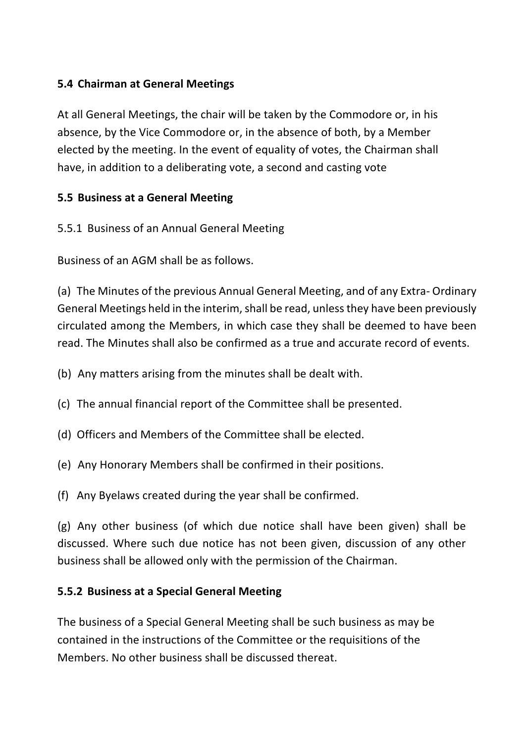### 5.4 Chairman at General Meetings

At all General Meetings, the chair will be taken by the Commodore or, in his absence, by the Vice Commodore or, in the absence of both, by a Member elected by the meeting. In the event of equality of votes, the Chairman shall have, in addition to a deliberating vote, a second and casting vote

### 5.5 Business at a General Meeting

5.5.1 Business of an Annual General Meeting

Business of an AGM shall be as follows.

(a) The Minutes of the previous Annual General Meeting, and of any Extra- Ordinary General Meetings held in the interim, shall be read, unless they have been previously circulated among the Members, in which case they shall be deemed to have been read. The Minutes shall also be confirmed as a true and accurate record of events.

(b) Any matters arising from the minutes shall be dealt with.

(c) The annual financial report of the Committee shall be presented.

(d) Officers and Members of the Committee shall be elected.

(e) Any Honorary Members shall be confirmed in their positions.

(f) Any Byelaws created during the year shall be confirmed.

(g) Any other business (of which due notice shall have been given) shall be discussed. Where such due notice has not been given, discussion of any other business shall be allowed only with the permission of the Chairman.

#### 5.5.2 Business at a Special General Meeting

The business of a Special General Meeting shall be such business as may be contained in the instructions of the Committee or the requisitions of the Members. No other business shall be discussed thereat.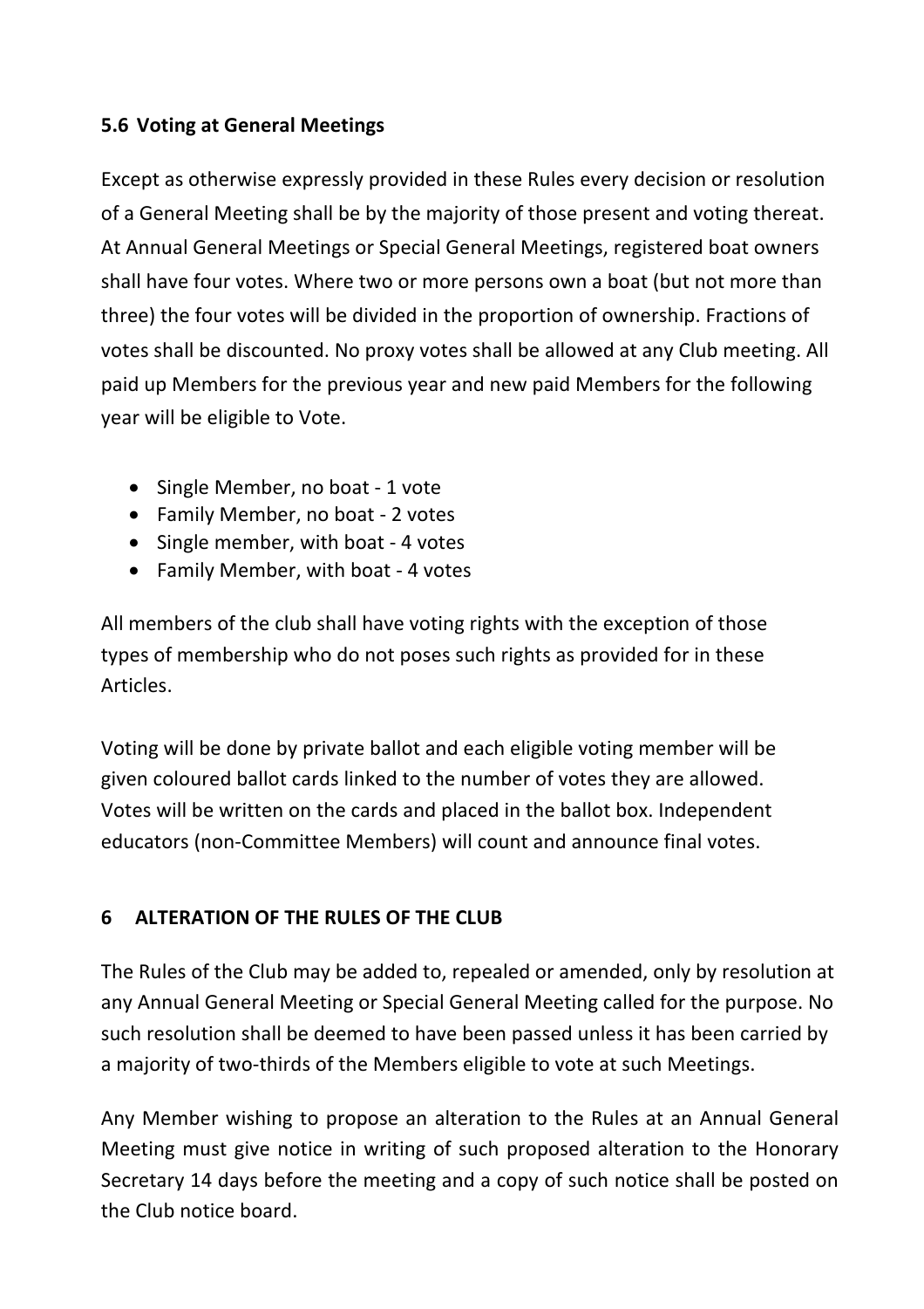### 5.6 Voting at General Meetings

Except as otherwise expressly provided in these Rules every decision or resolution of a General Meeting shall be by the majority of those present and voting thereat. At Annual General Meetings or Special General Meetings, registered boat owners shall have four votes. Where two or more persons own a boat (but not more than three) the four votes will be divided in the proportion of ownership. Fractions of votes shall be discounted. No proxy votes shall be allowed at any Club meeting. All paid up Members for the previous year and new paid Members for the following year will be eligible to Vote.

- Single Member, no boat - 1 vote
- Family Member, no boat - 2 votes
- Single member, with boat - 4 votes
- Family Member, with boat - 4 votes

All members of the club shall have voting rights with the exception of those types of membership who do not poses such rights as provided for in these Articles.

Voting will be done by private ballot and each eligible voting member will be given coloured ballot cards linked to the number of votes they are allowed. Votes will be written on the cards and placed in the ballot box. Independent educators (non-Committee Members) will count and announce final votes.

## 6 ALTERATION OF THE RULES OF THE CLUB

The Rules of the Club may be added to, repealed or amended, only by resolution at any Annual General Meeting or Special General Meeting called for the purpose. No such resolution shall be deemed to have been passed unless it has been carried by a majority of two-thirds of the Members eligible to vote at such Meetings.

Any Member wishing to propose an alteration to the Rules at an Annual General Meeting must give notice in writing of such proposed alteration to the Honorary Secretary 14 days before the meeting and a copy of such notice shall be posted on the Club notice board.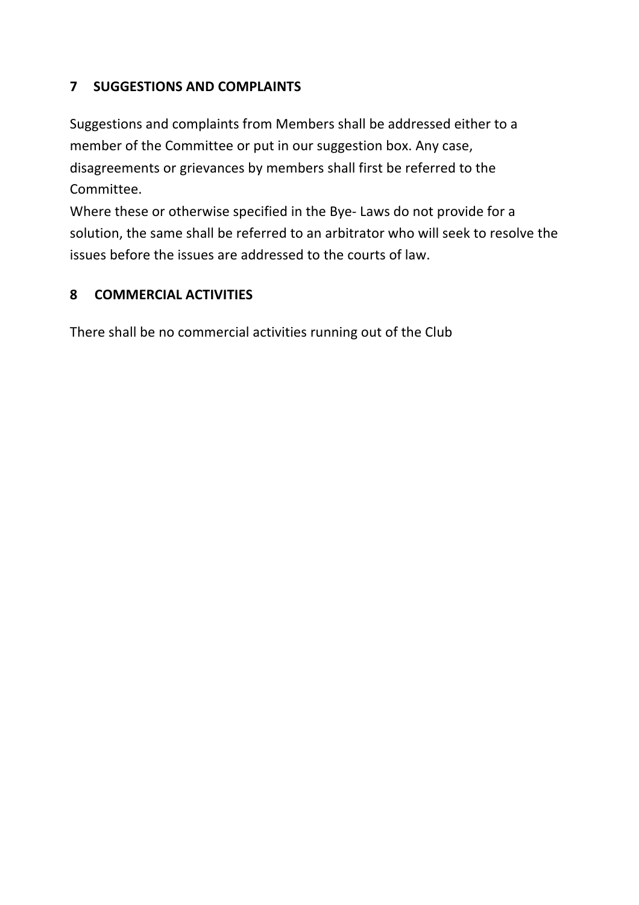## 7 SUGGESTIONS AND COMPLAINTS

Suggestions and complaints from Members shall be addressed either to a member of the Committee or put in our suggestion box. Any case, disagreements or grievances by members shall first be referred to the Committee.

Where these or otherwise specified in the Bye- Laws do not provide for a solution, the same shall be referred to an arbitrator who will seek to resolve the issues before the issues are addressed to the courts of law.

## 8 COMMERCIAL ACTIVITIES

There shall be no commercial activities running out of the Club